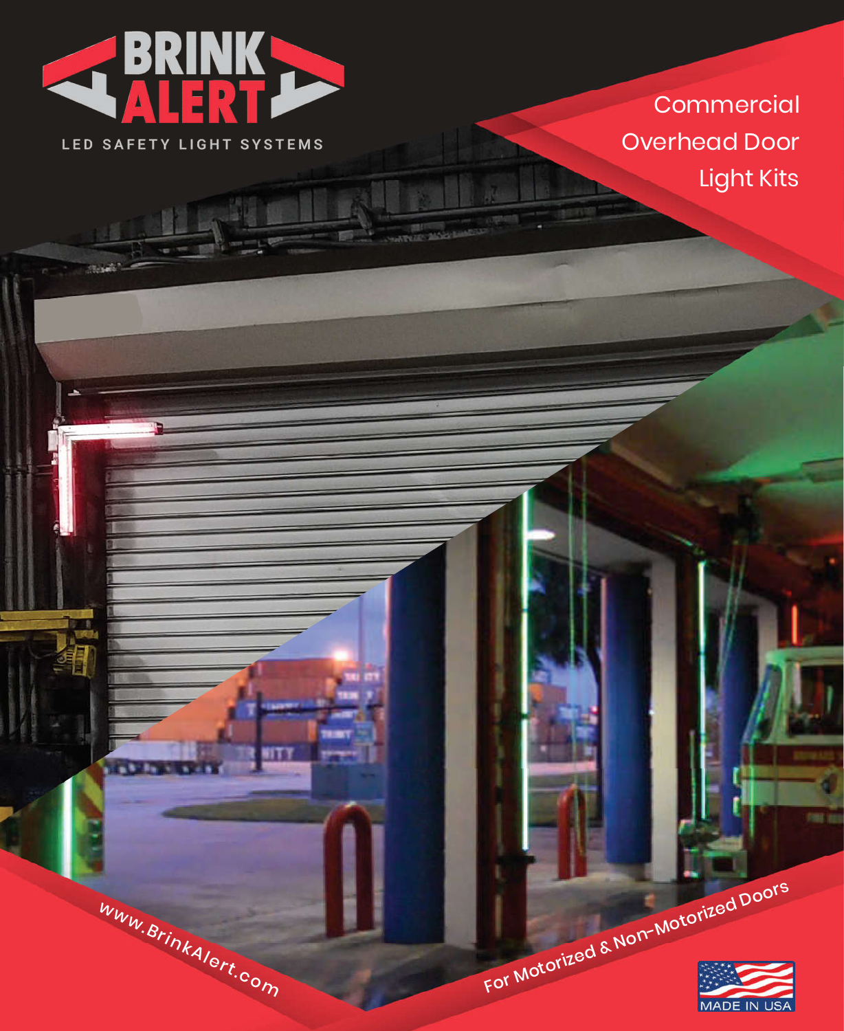# BRINK ALERT

LED SAFETY LIGHT SYSTEMS

## Commercial Overhead Door Light Kits

www.BrinkAlert.com

For Motorized & Non-Motorized Doors

MADE IN USA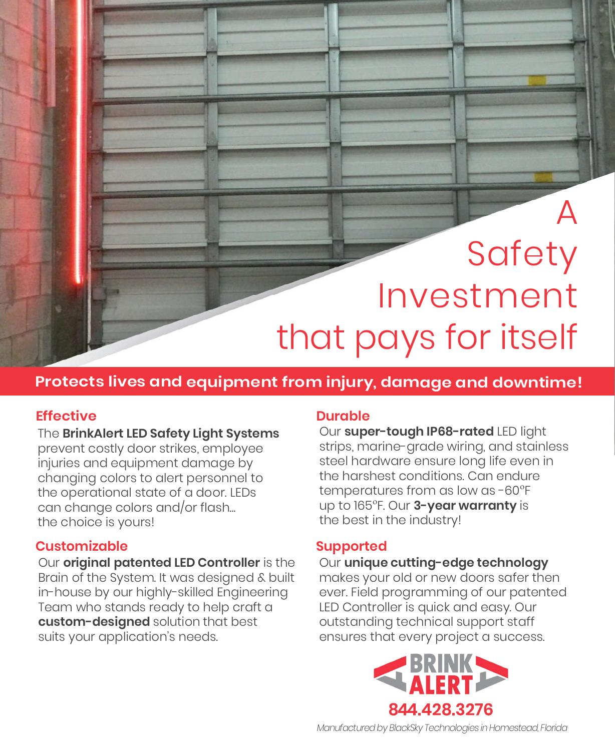# A Safety Investment that pays for itself

**Protects lives and equipment from injury, damage and downtime!**

### Effective

The **BrinkAlert LED Safety Light Systems** prevent costly door strikes, employee injuries and equipment damage by changing colors to alert personnel to the operational state of a door. LEDs can change colors and/or flash... the choice is yours!

### Customizable

Our **original patented LED Controller** is the Brain of the System. It was designed & built in-house by our highly-skilled Engineering Team who stands ready to help craft a **custom-designed** solution that best suits your application's needs.

### Durable

Our **super-tough IP68-rated** LED light strips, marine-grade wiring, and stainless steel hardware ensure long life even in the harshest conditions. Can endure temperatures from as low as -60°F up to 165°F. Our **3-year warranty** is the best in the industry!

### Supported

Our **unique cutting-edge technology** makes your old or new doors safer then ever. Field programming of our patented LED Controller is quick and easy. Our outstanding technical support staff ensures that every project a success.

BRINK ALERT

844.428.3276

*Manufactured by BlackSky Technologies in Homestead, Florida*